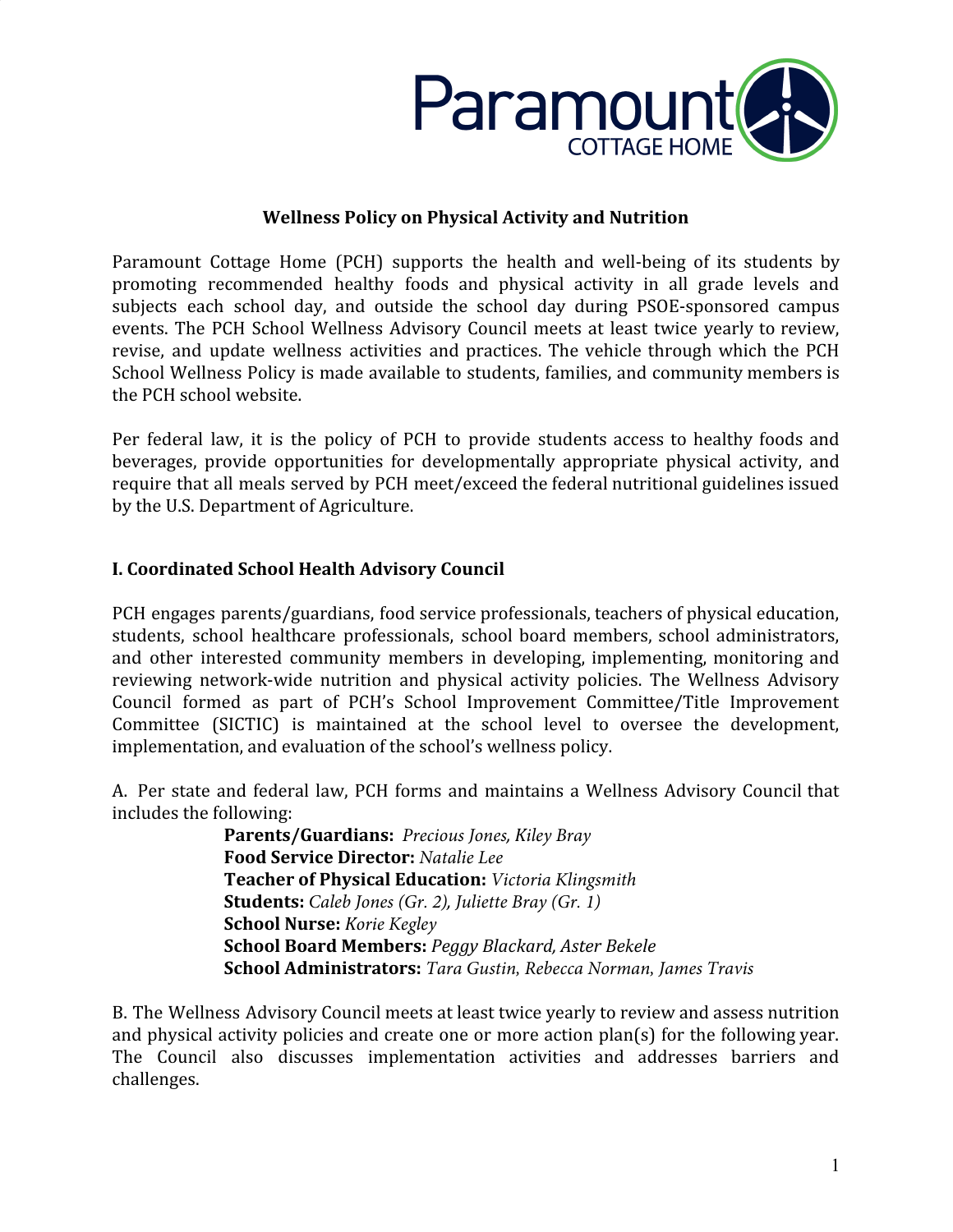Paramount COTTAGE HOME

**Wellness Policy on Physical Activity and Nutrition**

Paramount Cottage Home (PCH) supports the health and well-being of its students by promoting recommended healthy foods and physical activity in all grade levels and subjects each school day, and outside the school day during PSOE-sponsored campus events. The PCH School Wellness Advisory Council meets at least twice yearly to review, revise, and update wellness activities and practices. The vehicle through which the PCH School Wellness Policy is made available to students, families, and community members is the PCH school website.

Per federal law, it is the policy of PCH to provide students access to healthy foods and beverages, provide opportunities for developmentally appropriate physical activity, and require that all meals served by PCH meet/exceed the federal nutritional guidelines issued by the U.S. Department of Agriculture.

## I. Coordinated School Health Advisory Council

PCH engages parents/guardians, food service professionals, teachers of physical education, students, school healthcare professionals, school board members, school administrators, and other interested community members in developing, implementing, monitoring and reviewing network-wide nutrition and physical activity policies. The Wellness Advisory Council formed as part of PCH's School Improvement Committee/Title Improvement Committee (SICTIC) is maintained at the school level to oversee the development, implementation, and evaluation of the school's wellness policy.

A. Per state and federal law, PCH forms and maintains a Wellness Advisory Council that includes the following:

**Parents/Guardians:** *Precious Jones, Kiley Bray*
**Food Service Director:** *Natalie Lee*
**Teacher of Physical Education:** *Victoria Klingsmith*
**Students:** *Caleb Jones (Gr. 2), Juliette Bray (Gr. 1)*
**School Nurse:** *Korie Kegley*
**School Board Members:** *Peggy Blackard, Aster Bekele*
**School Administrators:** *Tara Gustin, Rebecca Norman, James Travis*

B. The Wellness Advisory Council meets at least twice yearly to review and assess nutrition and physical activity policies and create one or more action plan(s) for the following year. The Council also discusses implementation activities and addresses barriers and challenges.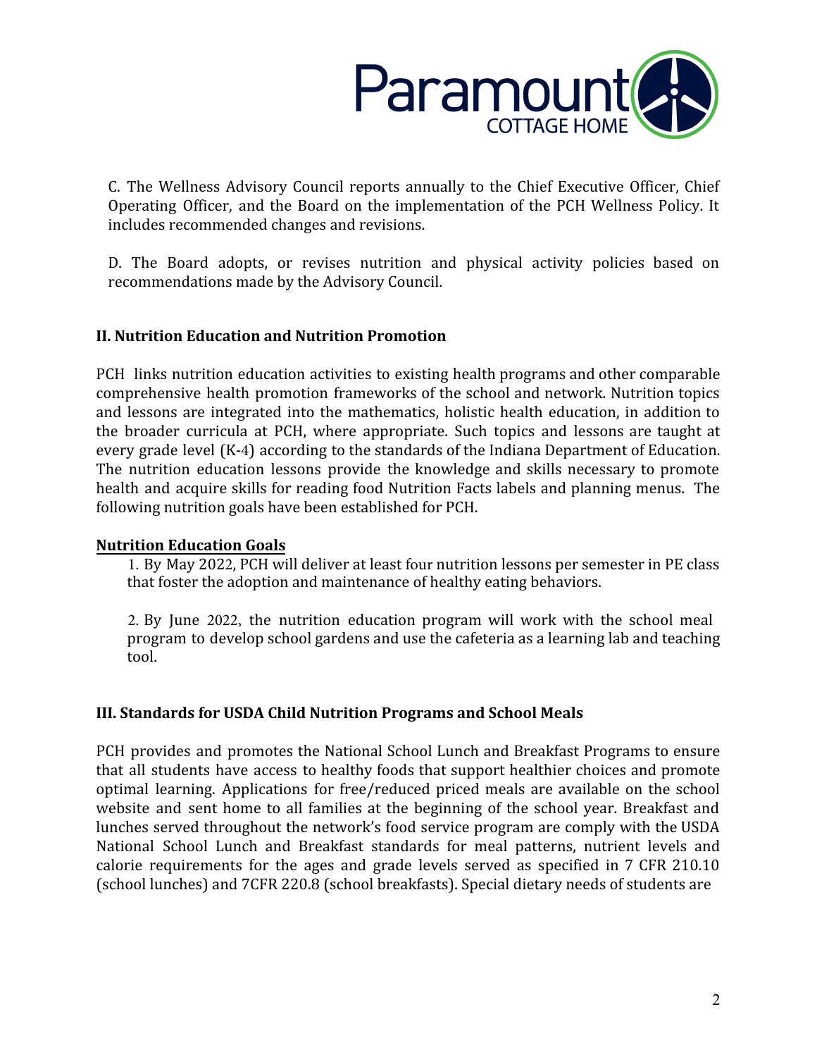C. The Wellness Advisory Council reports annually to the Chief Executive Officer, Chief Operating Officer, and the Board on the implementation of the PCH Wellness Policy. It includes recommended changes and revisions.

D. The Board adopts, or revises nutrition and physical activity policies based on recommendations made by the Advisory Council.

## II. Nutrition Education and Nutrition Promotion

PCH links nutrition education activities to existing health programs and other comparable comprehensive health promotion frameworks of the school and network. Nutrition topics and lessons are integrated into the mathematics, holistic health education, in addition to the broader curricula at PCH, where appropriate. Such topics and lessons are taught at every grade level (K-4) according to the standards of the Indiana Department of Education. The nutrition education lessons provide the knowledge and skills necessary to promote health and acquire skills for reading food Nutrition Facts labels and planning menus. The following nutrition goals have been established for PCH.

**Nutrition Education Goals**

1. By May 2022, PCH will deliver at least four nutrition lessons per semester in PE class that foster the adoption and maintenance of healthy eating behaviors.

2. By June 2022, the nutrition education program will work with the school meal program to develop school gardens and use the cafeteria as a learning lab and teaching tool.

## III. Standards for USDA Child Nutrition Programs and School Meals

PCH provides and promotes the National School Lunch and Breakfast Programs to ensure that all students have access to healthy foods that support healthier choices and promote optimal learning. Applications for free/reduced priced meals are available on the school website and sent home to all families at the beginning of the school year. Breakfast and lunches served throughout the network's food service program are comply with the USDA National School Lunch and Breakfast standards for meal patterns, nutrient levels and calorie requirements for the ages and grade levels served as specified in 7 CFR 210.10 (school lunches) and 7CFR 220.8 (school breakfasts). Special dietary needs of students are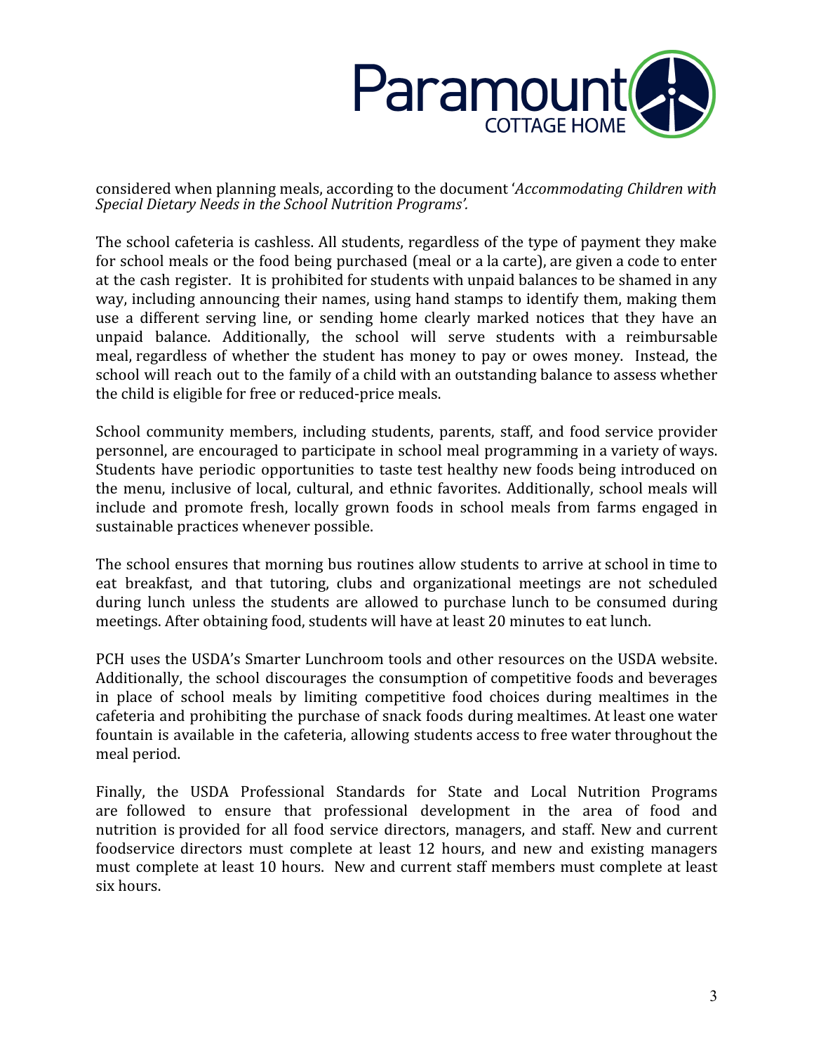considered when planning meals, according to the document '*Accommodating Children with Special Dietary Needs in the School Nutrition Programs'.*

The school cafeteria is cashless. All students, regardless of the type of payment they make for school meals or the food being purchased (meal or a la carte), are given a code to enter at the cash register. It is prohibited for students with unpaid balances to be shamed in any way, including announcing their names, using hand stamps to identify them, making them use a different serving line, or sending home clearly marked notices that they have an unpaid balance. Additionally, the school will serve students with a reimbursable meal, regardless of whether the student has money to pay or owes money. Instead, the school will reach out to the family of a child with an outstanding balance to assess whether the child is eligible for free or reduced-price meals.

School community members, including students, parents, staff, and food service provider personnel, are encouraged to participate in school meal programming in a variety of ways. Students have periodic opportunities to taste test healthy new foods being introduced on the menu, inclusive of local, cultural, and ethnic favorites. Additionally, school meals will include and promote fresh, locally grown foods in school meals from farms engaged in sustainable practices whenever possible.

The school ensures that morning bus routines allow students to arrive at school in time to eat breakfast, and that tutoring, clubs and organizational meetings are not scheduled during lunch unless the students are allowed to purchase lunch to be consumed during meetings. After obtaining food, students will have at least 20 minutes to eat lunch.

PCH uses the USDA's Smarter Lunchroom tools and other resources on the USDA website. Additionally, the school discourages the consumption of competitive foods and beverages in place of school meals by limiting competitive food choices during mealtimes in the cafeteria and prohibiting the purchase of snack foods during mealtimes. At least one water fountain is available in the cafeteria, allowing students access to free water throughout the meal period.

Finally, the USDA Professional Standards for State and Local Nutrition Programs are followed to ensure that professional development in the area of food and nutrition is provided for all food service directors, managers, and staff. New and current foodservice directors must complete at least 12 hours, and new and existing managers must complete at least 10 hours. New and current staff members must complete at least six hours.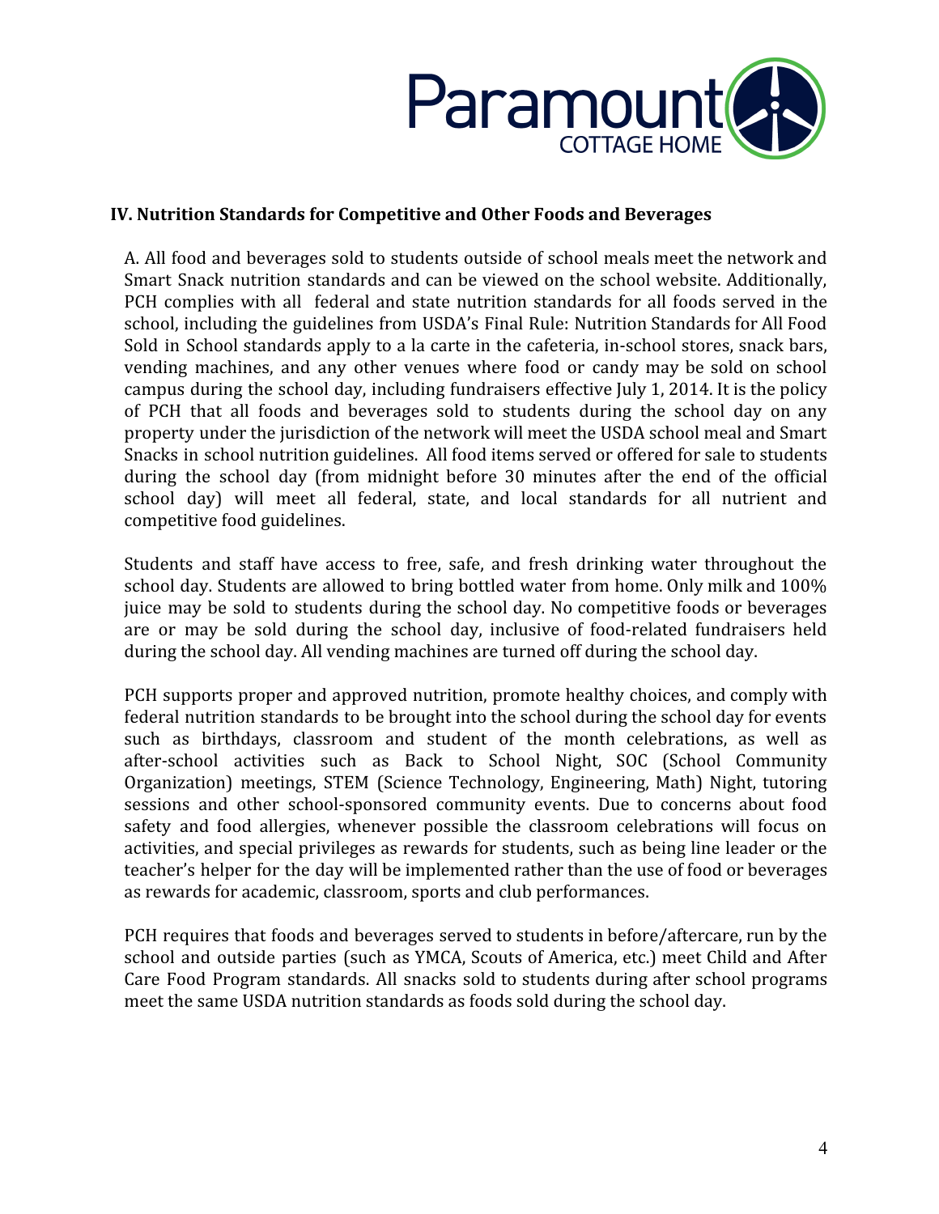### IV. Nutrition Standards for Competitive and Other Foods and Beverages

A. All food and beverages sold to students outside of school meals meet the network and Smart Snack nutrition standards and can be viewed on the school website. Additionally, PCH complies with all federal and state nutrition standards for all foods served in the school, including the guidelines from USDA's Final Rule: Nutrition Standards for All Food Sold in School standards apply to a la carte in the cafeteria, in-school stores, snack bars, vending machines, and any other venues where food or candy may be sold on school campus during the school day, including fundraisers effective July 1, 2014. It is the policy of PCH that all foods and beverages sold to students during the school day on any property under the jurisdiction of the network will meet the USDA school meal and Smart Snacks in school nutrition guidelines. All food items served or offered for sale to students during the school day (from midnight before 30 minutes after the end of the official school day) will meet all federal, state, and local standards for all nutrient and competitive food guidelines.

Students and staff have access to free, safe, and fresh drinking water throughout the school day. Students are allowed to bring bottled water from home. Only milk and 100% juice may be sold to students during the school day. No competitive foods or beverages are or may be sold during the school day, inclusive of food-related fundraisers held during the school day. All vending machines are turned off during the school day.

PCH supports proper and approved nutrition, promote healthy choices, and comply with federal nutrition standards to be brought into the school during the school day for events such as birthdays, classroom and student of the month celebrations, as well as after-school activities such as Back to School Night, SOC (School Community Organization) meetings, STEM (Science Technology, Engineering, Math) Night, tutoring sessions and other school-sponsored community events. Due to concerns about food safety and food allergies, whenever possible the classroom celebrations will focus on activities, and special privileges as rewards for students, such as being line leader or the teacher's helper for the day will be implemented rather than the use of food or beverages as rewards for academic, classroom, sports and club performances.

PCH requires that foods and beverages served to students in before/aftercare, run by the school and outside parties (such as YMCA, Scouts of America, etc.) meet Child and After Care Food Program standards. All snacks sold to students during after school programs meet the same USDA nutrition standards as foods sold during the school day.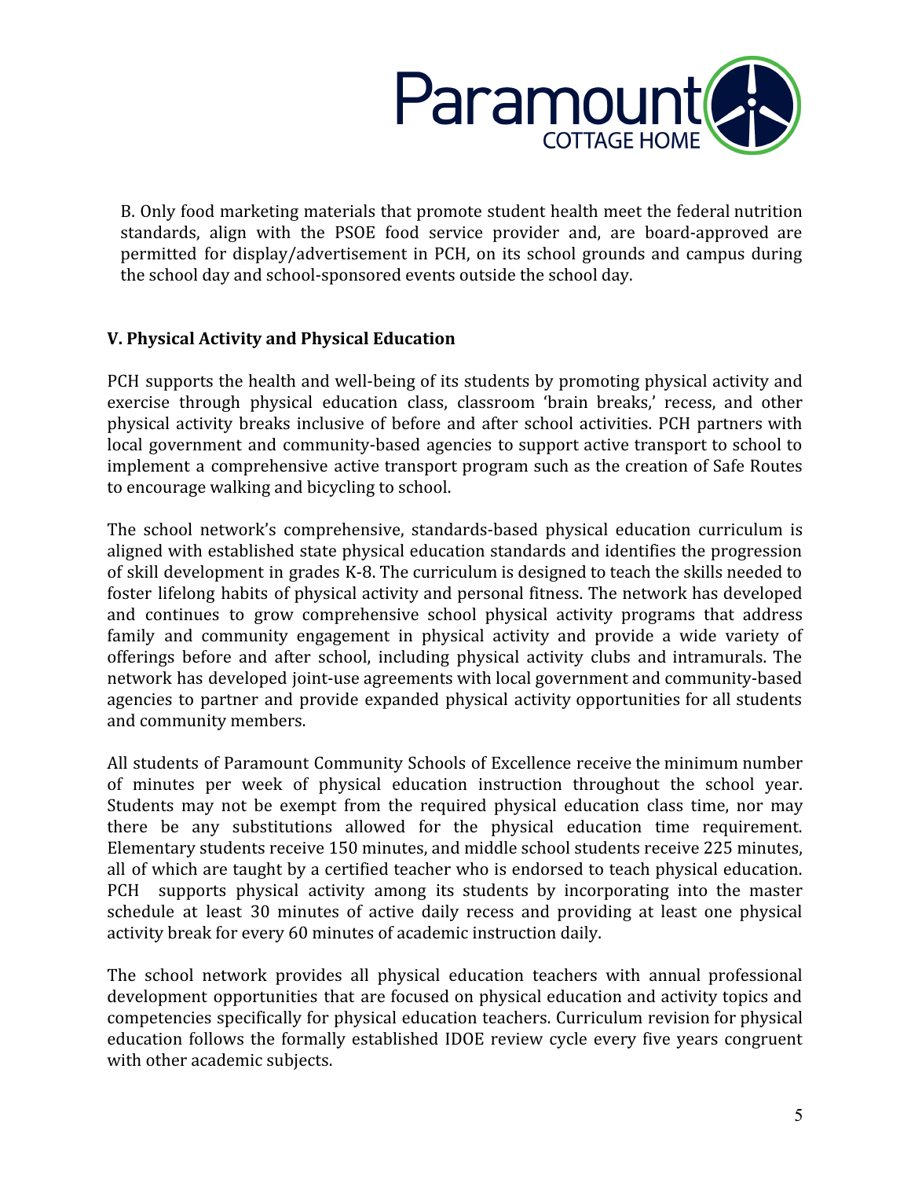B. Only food marketing materials that promote student health meet the federal nutrition standards, align with the PSOE food service provider and, are board-approved are permitted for display/advertisement in PCH, on its school grounds and campus during the school day and school-sponsored events outside the school day.

**V. Physical Activity and Physical Education**

PCH supports the health and well-being of its students by promoting physical activity and exercise through physical education class, classroom 'brain breaks,' recess, and other physical activity breaks inclusive of before and after school activities. PCH partners with local government and community-based agencies to support active transport to school to implement a comprehensive active transport program such as the creation of Safe Routes to encourage walking and bicycling to school.

The school network's comprehensive, standards-based physical education curriculum is aligned with established state physical education standards and identifies the progression of skill development in grades K-8. The curriculum is designed to teach the skills needed to foster lifelong habits of physical activity and personal fitness. The network has developed and continues to grow comprehensive school physical activity programs that address family and community engagement in physical activity and provide a wide variety of offerings before and after school, including physical activity clubs and intramurals. The network has developed joint-use agreements with local government and community-based agencies to partner and provide expanded physical activity opportunities for all students and community members.

All students of Paramount Community Schools of Excellence receive the minimum number of minutes per week of physical education instruction throughout the school year. Students may not be exempt from the required physical education class time, nor may there be any substitutions allowed for the physical education time requirement. Elementary students receive 150 minutes, and middle school students receive 225 minutes, all of which are taught by a certified teacher who is endorsed to teach physical education. PCH supports physical activity among its students by incorporating into the master schedule at least 30 minutes of active daily recess and providing at least one physical activity break for every 60 minutes of academic instruction daily.

The school network provides all physical education teachers with annual professional development opportunities that are focused on physical education and activity topics and competencies specifically for physical education teachers. Curriculum revision for physical education follows the formally established IDOE review cycle every five years congruent with other academic subjects.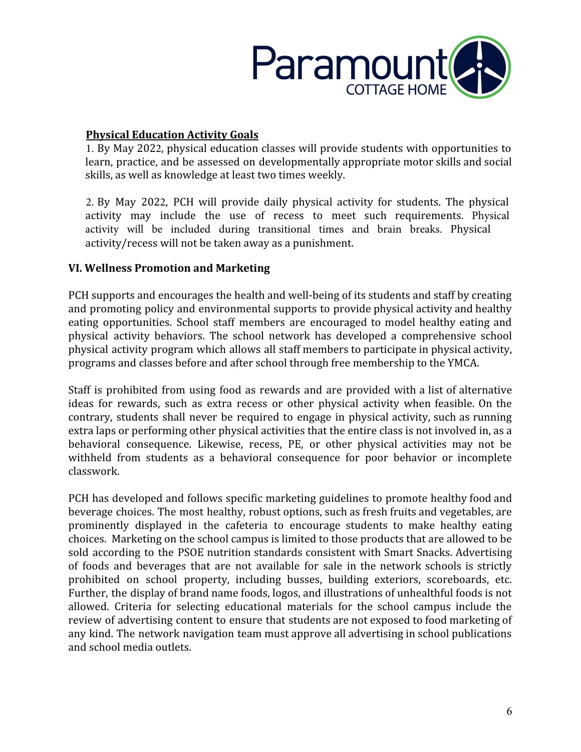**Physical Education Activity Goals**

1. By May 2022, physical education classes will provide students with opportunities to learn, practice, and be assessed on developmentally appropriate motor skills and social skills, as well as knowledge at least two times weekly.

2. By May 2022, PCH will provide daily physical activity for students. The physical activity may include the use of recess to meet such requirements. Physical activity will be included during transitional times and brain breaks. Physical activity/recess will not be taken away as a punishment.

## VI. Wellness Promotion and Marketing

PCH supports and encourages the health and well-being of its students and staff by creating and promoting policy and environmental supports to provide physical activity and healthy eating opportunities. School staff members are encouraged to model healthy eating and physical activity behaviors. The school network has developed a comprehensive school physical activity program which allows all staff members to participate in physical activity, programs and classes before and after school through free membership to the YMCA.

Staff is prohibited from using food as rewards and are provided with a list of alternative ideas for rewards, such as extra recess or other physical activity when feasible. On the contrary, students shall never be required to engage in physical activity, such as running extra laps or performing other physical activities that the entire class is not involved in, as a behavioral consequence. Likewise, recess, PE, or other physical activities may not be withheld from students as a behavioral consequence for poor behavior or incomplete classwork.

PCH has developed and follows specific marketing guidelines to promote healthy food and beverage choices. The most healthy, robust options, such as fresh fruits and vegetables, are prominently displayed in the cafeteria to encourage students to make healthy eating choices. Marketing on the school campus is limited to those products that are allowed to be sold according to the PSOE nutrition standards consistent with Smart Snacks. Advertising of foods and beverages that are not available for sale in the network schools is strictly prohibited on school property, including busses, building exteriors, scoreboards, etc. Further, the display of brand name foods, logos, and illustrations of unhealthful foods is not allowed. Criteria for selecting educational materials for the school campus include the review of advertising content to ensure that students are not exposed to food marketing of any kind. The network navigation team must approve all advertising in school publications and school media outlets.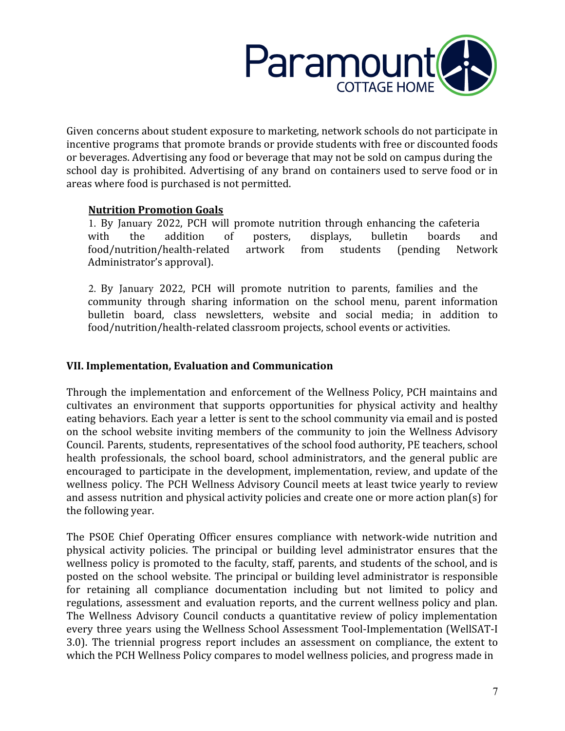Given concerns about student exposure to marketing, network schools do not participate in incentive programs that promote brands or provide students with free or discounted foods or beverages. Advertising any food or beverage that may not be sold on campus during the school day is prohibited. Advertising of any brand on containers used to serve food or in areas where food is purchased is not permitted.

**Nutrition Promotion Goals**

1. By January 2022, PCH will promote nutrition through enhancing the cafeteria with the addition of posters, displays, bulletin boards and food/nutrition/health-related artwork from students (pending Network Administrator's approval).

2. By January 2022, PCH will promote nutrition to parents, families and the community through sharing information on the school menu, parent information bulletin board, class newsletters, website and social media; in addition to food/nutrition/health-related classroom projects, school events or activities.

## VII. Implementation, Evaluation and Communication

Through the implementation and enforcement of the Wellness Policy, PCH maintains and cultivates an environment that supports opportunities for physical activity and healthy eating behaviors. Each year a letter is sent to the school community via email and is posted on the school website inviting members of the community to join the Wellness Advisory Council. Parents, students, representatives of the school food authority, PE teachers, school health professionals, the school board, school administrators, and the general public are encouraged to participate in the development, implementation, review, and update of the wellness policy. The PCH Wellness Advisory Council meets at least twice yearly to review and assess nutrition and physical activity policies and create one or more action plan(s) for the following year.

The PSOE Chief Operating Officer ensures compliance with network-wide nutrition and physical activity policies. The principal or building level administrator ensures that the wellness policy is promoted to the faculty, staff, parents, and students of the school, and is posted on the school website. The principal or building level administrator is responsible for retaining all compliance documentation including but not limited to policy and regulations, assessment and evaluation reports, and the current wellness policy and plan. The Wellness Advisory Council conducts a quantitative review of policy implementation every three years using the Wellness School Assessment Tool-Implementation (WellSAT-I 3.0). The triennial progress report includes an assessment on compliance, the extent to which the PCH Wellness Policy compares to model wellness policies, and progress made in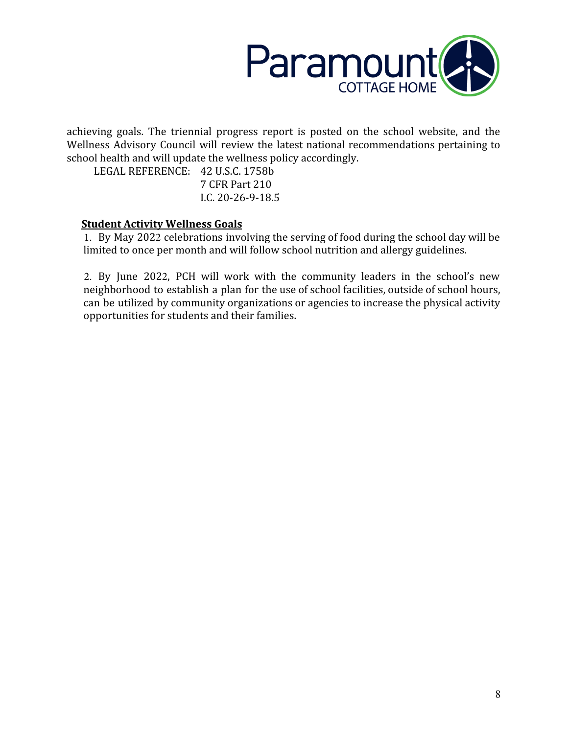achieving goals. The triennial progress report is posted on the school website, and the Wellness Advisory Council will review the latest national recommendations pertaining to school health and will update the wellness policy accordingly.

LEGAL REFERENCE: 42 U.S.C. 1758b
7 CFR Part 210
I.C. 20-26-9-18.5

**Student Activity Wellness Goals**

1. By May 2022 celebrations involving the serving of food during the school day will be limited to once per month and will follow school nutrition and allergy guidelines.

2. By June 2022, PCH will work with the community leaders in the school's new neighborhood to establish a plan for the use of school facilities, outside of school hours, can be utilized by community organizations or agencies to increase the physical activity opportunities for students and their families.